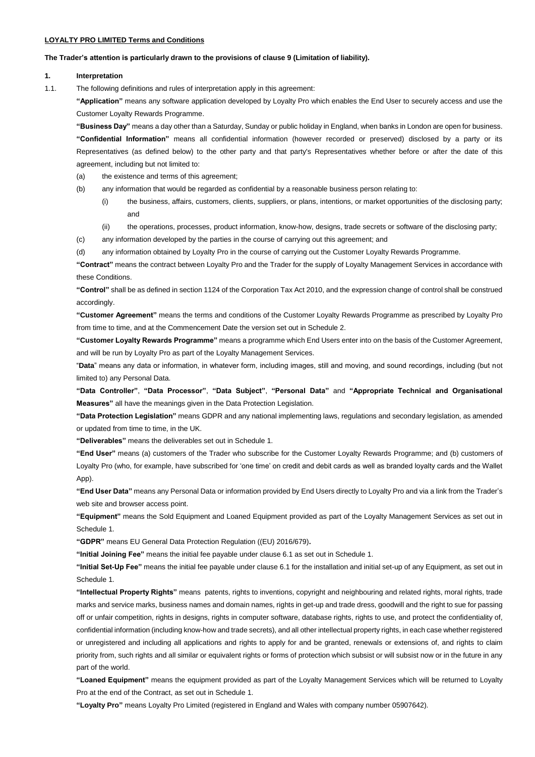**LOYALTY PRO LIMITED Terms and Conditions**

**The Trader's attention is particularly drawn to the provisions of clause 9 (Limitation of liability).**

**1. Interpretation**

1.1. The following definitions and rules of interpretation apply in this agreement:

**"Application"** means any software application developed by Loyalty Pro which enables the End User to securely access and use the Customer Loyalty Rewards Programme.

**"Business Day"** means a day other than a Saturday, Sunday or public holiday in England, when banks in London are open for business.

**"Confidential Information"** means all confidential information (however recorded or preserved) disclosed by a party or its Representatives (as defined below) to the other party and that party's Representatives whether before or after the date of this agreement, including but not limited to:

(a) the existence and terms of this agreement;

(b) any information that would be regarded as confidential by a reasonable business person relating to:

(i) the business, affairs, customers, clients, suppliers, or plans, intentions, or market opportunities of the disclosing party; and

(ii) the operations, processes, product information, know-how, designs, trade secrets or software of the disclosing party;

(c) any information developed by the parties in the course of carrying out this agreement; and

(d) any information obtained by Loyalty Pro in the course of carrying out the Customer Loyalty Rewards Programme.

**"Contract"** means the contract between Loyalty Pro and the Trader for the supply of Loyalty Management Services in accordance with these Conditions.

**"Control"** shall be as defined in section 1124 of the Corporation Tax Act 2010, and the expression change of control shall be construed accordingly.

**"Customer Agreement"** means the terms and conditions of the Customer Loyalty Rewards Programme as prescribed by Loyalty Pro from time to time, and at the Commencement Date the version set out in Schedule 2.

**"Customer Loyalty Rewards Programme"** means a programme which End Users enter into on the basis of the Customer Agreement, and will be run by Loyalty Pro as part of the Loyalty Management Services.

"**Data**" means any data or information, in whatever form, including images, still and moving, and sound recordings, including (but not limited to) any Personal Data.

**"Data Controller"**, **"Data Processor"**, **"Data Subject"**, **"Personal Data"** and **"Appropriate Technical and Organisational Measures"** all have the meanings given in the Data Protection Legislation.

**"Data Protection Legislation"** means GDPR and any national implementing laws, regulations and secondary legislation, as amended or updated from time to time, in the UK.

**"Deliverables"** means the deliverables set out in Schedule 1.

**"End User"** means (a) customers of the Trader who subscribe for the Customer Loyalty Rewards Programme; and (b) customers of Loyalty Pro (who, for example, have subscribed for 'one time' on credit and debit cards as well as branded loyalty cards and the Wallet App).

**"End User Data"** means any Personal Data or information provided by End Users directly to Loyalty Pro and via a link from the Trader's web site and browser access point.

**"Equipment"** means the Sold Equipment and Loaned Equipment provided as part of the Loyalty Management Services as set out in Schedule 1.

**"GDPR"** means EU General Data Protection Regulation ((EU) 2016/679)**.**

**"Initial Joining Fee"** means the initial fee payable under clause 6.1 as set out in Schedule 1.

**"Initial Set-Up Fee"** means the initial fee payable under clause 6.1 for the installation and initial set-up of any Equipment, as set out in Schedule 1.

**"Intellectual Property Rights"** means patents, rights to inventions, copyright and neighbouring and related rights, moral rights, trade marks and service marks, business names and domain names, rights in get-up and trade dress, goodwill and the right to sue for passing off or unfair competition, rights in designs, rights in computer software, database rights, rights to use, and protect the confidentiality of, confidential information (including know-how and trade secrets), and all other intellectual property rights, in each case whether registered or unregistered and including all applications and rights to apply for and be granted, renewals or extensions of, and rights to claim priority from, such rights and all similar or equivalent rights or forms of protection which subsist or will subsist now or in the future in any part of the world.

**"Loaned Equipment"** means the equipment provided as part of the Loyalty Management Services which will be returned to Loyalty Pro at the end of the Contract, as set out in Schedule 1.

**"Loyalty Pro"** means Loyalty Pro Limited (registered in England and Wales with company number 05907642).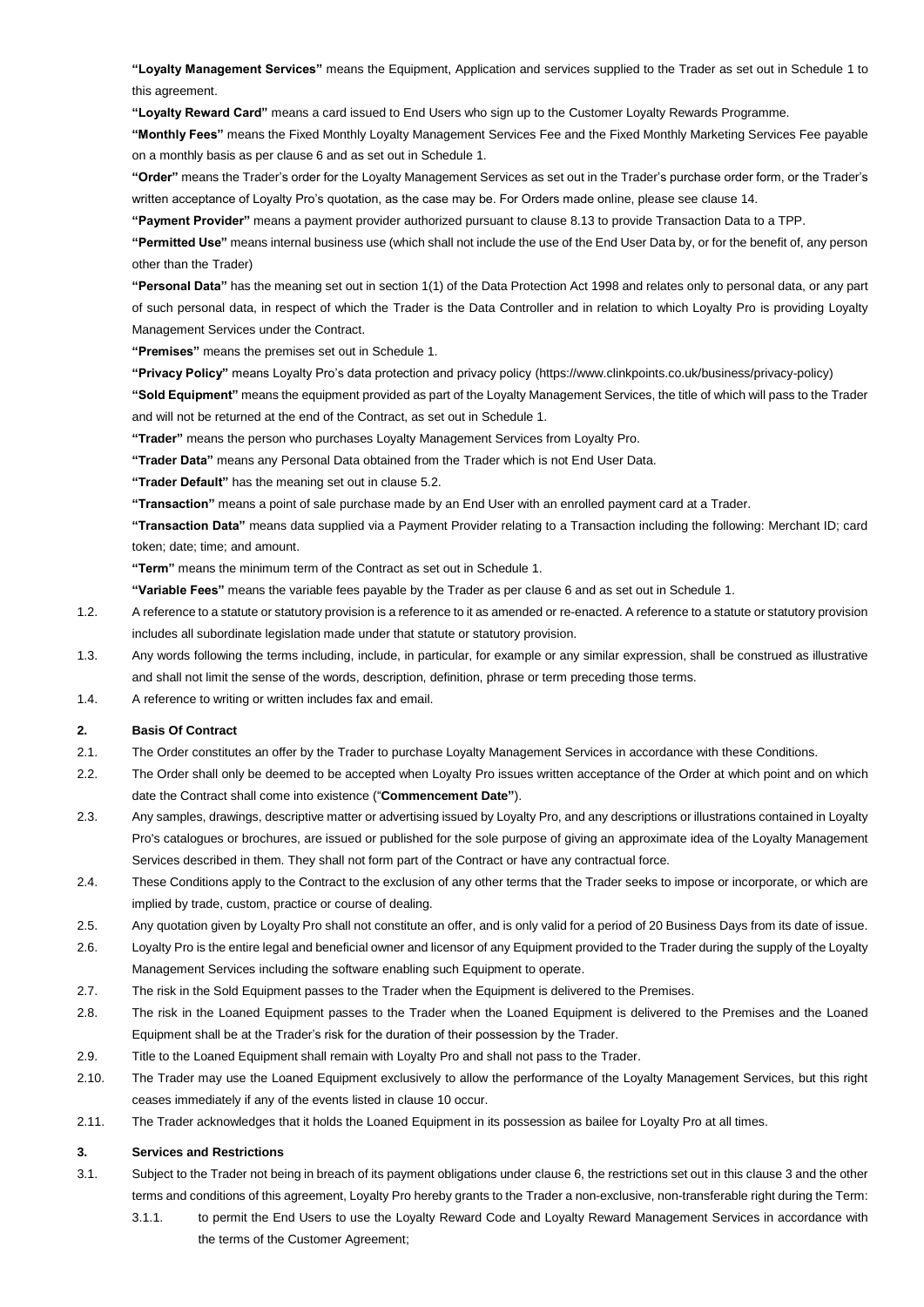**"Loyalty Management Services"** means the Equipment, Application and services supplied to the Trader as set out in Schedule 1 to this agreement.

**"Loyalty Reward Card"** means a card issued to End Users who sign up to the Customer Loyalty Rewards Programme.

**"Monthly Fees"** means the Fixed Monthly Loyalty Management Services Fee and the Fixed Monthly Marketing Services Fee payable on a monthly basis as per clause 6 and as set out in Schedule 1.

**"Order"** means the Trader's order for the Loyalty Management Services as set out in the Trader's purchase order form, or the Trader's written acceptance of Loyalty Pro's quotation, as the case may be. For Orders made online, please see clause 14.

**"Payment Provider"** means a payment provider authorized pursuant to clause 8.13 to provide Transaction Data to a TPP.

**"Permitted Use"** means internal business use (which shall not include the use of the End User Data by, or for the benefit of, any person other than the Trader)

**"Personal Data"** has the meaning set out in section 1(1) of the Data Protection Act 1998 and relates only to personal data, or any part of such personal data, in respect of which the Trader is the Data Controller and in relation to which Loyalty Pro is providing Loyalty Management Services under the Contract.

**"Premises"** means the premises set out in Schedule 1.

**"Privacy Policy"** means Loyalty Pro's data protection and privacy policy (https://www.clinkpoints.co.uk/business/privacy-policy)

**"Sold Equipment"** means the equipment provided as part of the Loyalty Management Services, the title of which will pass to the Trader and will not be returned at the end of the Contract, as set out in Schedule 1.

**"Trader"** means the person who purchases Loyalty Management Services from Loyalty Pro.

**"Trader Data"** means any Personal Data obtained from the Trader which is not End User Data.

**"Trader Default"** has the meaning set out in clause 5.2.

**"Transaction"** means a point of sale purchase made by an End User with an enrolled payment card at a Trader.

**"Transaction Data"** means data supplied via a Payment Provider relating to a Transaction including the following: Merchant ID; card token; date; time; and amount.

**"Term"** means the minimum term of the Contract as set out in Schedule 1.

**"Variable Fees"** means the variable fees payable by the Trader as per clause 6 and as set out in Schedule 1.

1.2. A reference to a statute or statutory provision is a reference to it as amended or re-enacted. A reference to a statute or statutory provision includes all subordinate legislation made under that statute or statutory provision.

1.3. Any words following the terms including, include, in particular, for example or any similar expression, shall be construed as illustrative and shall not limit the sense of the words, description, definition, phrase or term preceding those terms.

1.4. A reference to writing or written includes fax and email.

## 2. Basis Of Contract

2.1. The Order constitutes an offer by the Trader to purchase Loyalty Management Services in accordance with these Conditions.

2.2. The Order shall only be deemed to be accepted when Loyalty Pro issues written acceptance of the Order at which point and on which date the Contract shall come into existence ("**Commencement Date"**).

2.3. Any samples, drawings, descriptive matter or advertising issued by Loyalty Pro, and any descriptions or illustrations contained in Loyalty Pro's catalogues or brochures, are issued or published for the sole purpose of giving an approximate idea of the Loyalty Management Services described in them. They shall not form part of the Contract or have any contractual force.

2.4. These Conditions apply to the Contract to the exclusion of any other terms that the Trader seeks to impose or incorporate, or which are implied by trade, custom, practice or course of dealing.

2.5. Any quotation given by Loyalty Pro shall not constitute an offer, and is only valid for a period of 20 Business Days from its date of issue.

2.6. Loyalty Pro is the entire legal and beneficial owner and licensor of any Equipment provided to the Trader during the supply of the Loyalty Management Services including the software enabling such Equipment to operate.

2.7. The risk in the Sold Equipment passes to the Trader when the Equipment is delivered to the Premises.

2.8. The risk in the Loaned Equipment passes to the Trader when the Loaned Equipment is delivered to the Premises and the Loaned Equipment shall be at the Trader's risk for the duration of their possession by the Trader.

2.9. Title to the Loaned Equipment shall remain with Loyalty Pro and shall not pass to the Trader.

2.10. The Trader may use the Loaned Equipment exclusively to allow the performance of the Loyalty Management Services, but this right ceases immediately if any of the events listed in clause 10 occur.

2.11. The Trader acknowledges that it holds the Loaned Equipment in its possession as bailee for Loyalty Pro at all times.

## 3. Services and Restrictions

3.1. Subject to the Trader not being in breach of its payment obligations under clause 6, the restrictions set out in this clause 3 and the other terms and conditions of this agreement, Loyalty Pro hereby grants to the Trader a non-exclusive, non-transferable right during the Term:

3.1.1. to permit the End Users to use the Loyalty Reward Code and Loyalty Reward Management Services in accordance with the terms of the Customer Agreement;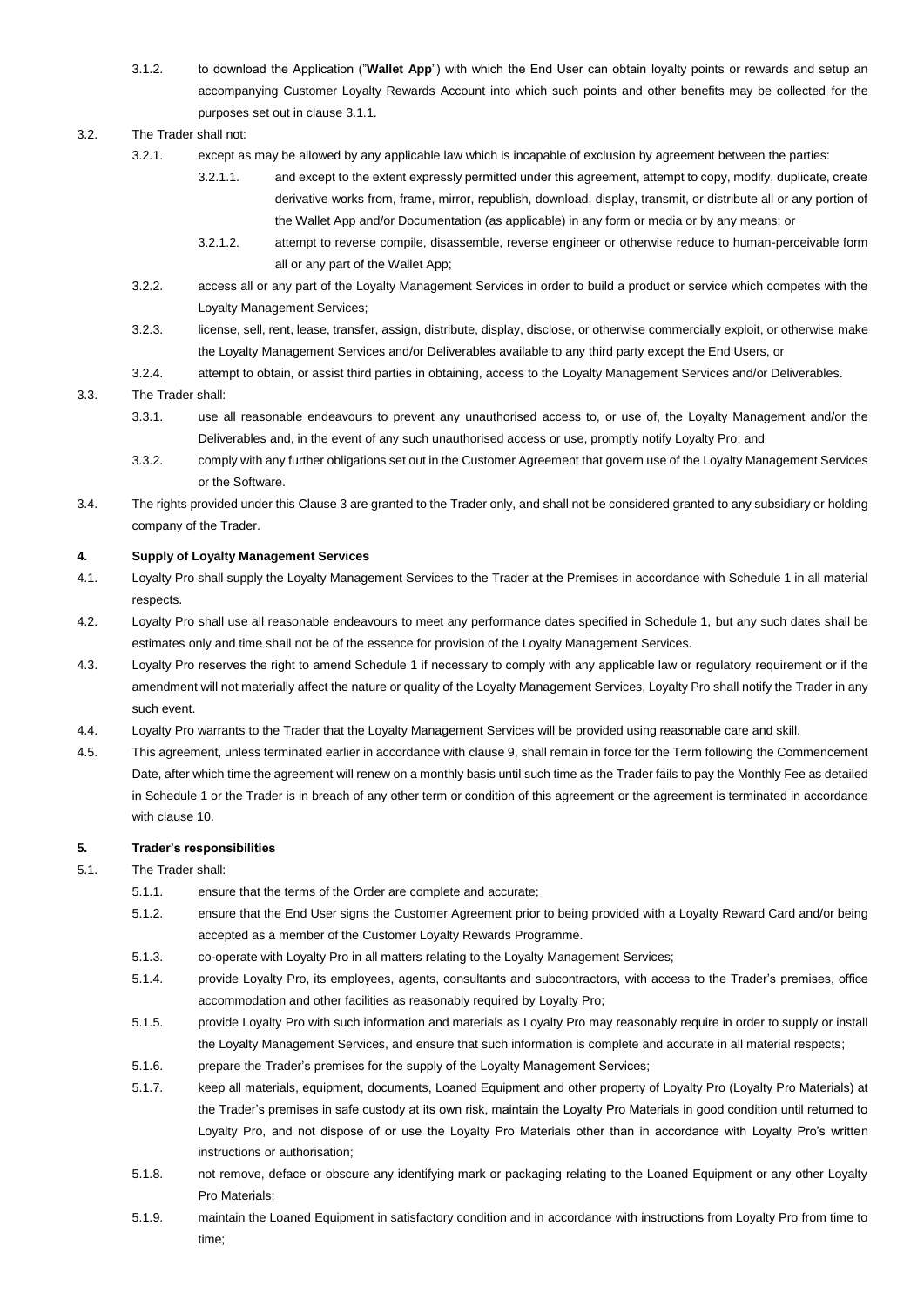3.1.2. to download the Application ("**Wallet App**") with which the End User can obtain loyalty points or rewards and setup an accompanying Customer Loyalty Rewards Account into which such points and other benefits may be collected for the purposes set out in clause 3.1.1.

3.2. The Trader shall not:

3.2.1. except as may be allowed by any applicable law which is incapable of exclusion by agreement between the parties:

3.2.1.1. and except to the extent expressly permitted under this agreement, attempt to copy, modify, duplicate, create derivative works from, frame, mirror, republish, download, display, transmit, or distribute all or any portion of the Wallet App and/or Documentation (as applicable) in any form or media or by any means; or

3.2.1.2. attempt to reverse compile, disassemble, reverse engineer or otherwise reduce to human-perceivable form all or any part of the Wallet App;

3.2.2. access all or any part of the Loyalty Management Services in order to build a product or service which competes with the Loyalty Management Services;

3.2.3. license, sell, rent, lease, transfer, assign, distribute, display, disclose, or otherwise commercially exploit, or otherwise make the Loyalty Management Services and/or Deliverables available to any third party except the End Users, or

3.2.4. attempt to obtain, or assist third parties in obtaining, access to the Loyalty Management Services and/or Deliverables.

3.3. The Trader shall:

3.3.1. use all reasonable endeavours to prevent any unauthorised access to, or use of, the Loyalty Management and/or the Deliverables and, in the event of any such unauthorised access or use, promptly notify Loyalty Pro; and

3.3.2. comply with any further obligations set out in the Customer Agreement that govern use of the Loyalty Management Services or the Software.

3.4. The rights provided under this Clause 3 are granted to the Trader only, and shall not be considered granted to any subsidiary or holding company of the Trader.

**4. Supply of Loyalty Management Services**

4.1. Loyalty Pro shall supply the Loyalty Management Services to the Trader at the Premises in accordance with Schedule 1 in all material respects.

4.2. Loyalty Pro shall use all reasonable endeavours to meet any performance dates specified in Schedule 1, but any such dates shall be estimates only and time shall not be of the essence for provision of the Loyalty Management Services.

4.3. Loyalty Pro reserves the right to amend Schedule 1 if necessary to comply with any applicable law or regulatory requirement or if the amendment will not materially affect the nature or quality of the Loyalty Management Services, Loyalty Pro shall notify the Trader in any such event.

4.4. Loyalty Pro warrants to the Trader that the Loyalty Management Services will be provided using reasonable care and skill.

4.5. This agreement, unless terminated earlier in accordance with clause 9, shall remain in force for the Term following the Commencement Date, after which time the agreement will renew on a monthly basis until such time as the Trader fails to pay the Monthly Fee as detailed in Schedule 1 or the Trader is in breach of any other term or condition of this agreement or the agreement is terminated in accordance with clause 10.

**5. Trader's responsibilities**

5.1. The Trader shall:

5.1.1. ensure that the terms of the Order are complete and accurate;

5.1.2. ensure that the End User signs the Customer Agreement prior to being provided with a Loyalty Reward Card and/or being accepted as a member of the Customer Loyalty Rewards Programme.

5.1.3. co-operate with Loyalty Pro in all matters relating to the Loyalty Management Services;

5.1.4. provide Loyalty Pro, its employees, agents, consultants and subcontractors, with access to the Trader's premises, office accommodation and other facilities as reasonably required by Loyalty Pro;

5.1.5. provide Loyalty Pro with such information and materials as Loyalty Pro may reasonably require in order to supply or install the Loyalty Management Services, and ensure that such information is complete and accurate in all material respects;

5.1.6. prepare the Trader's premises for the supply of the Loyalty Management Services;

5.1.7. keep all materials, equipment, documents, Loaned Equipment and other property of Loyalty Pro (Loyalty Pro Materials) at the Trader's premises in safe custody at its own risk, maintain the Loyalty Pro Materials in good condition until returned to Loyalty Pro, and not dispose of or use the Loyalty Pro Materials other than in accordance with Loyalty Pro's written instructions or authorisation;

5.1.8. not remove, deface or obscure any identifying mark or packaging relating to the Loaned Equipment or any other Loyalty Pro Materials;

5.1.9. maintain the Loaned Equipment in satisfactory condition and in accordance with instructions from Loyalty Pro from time to time;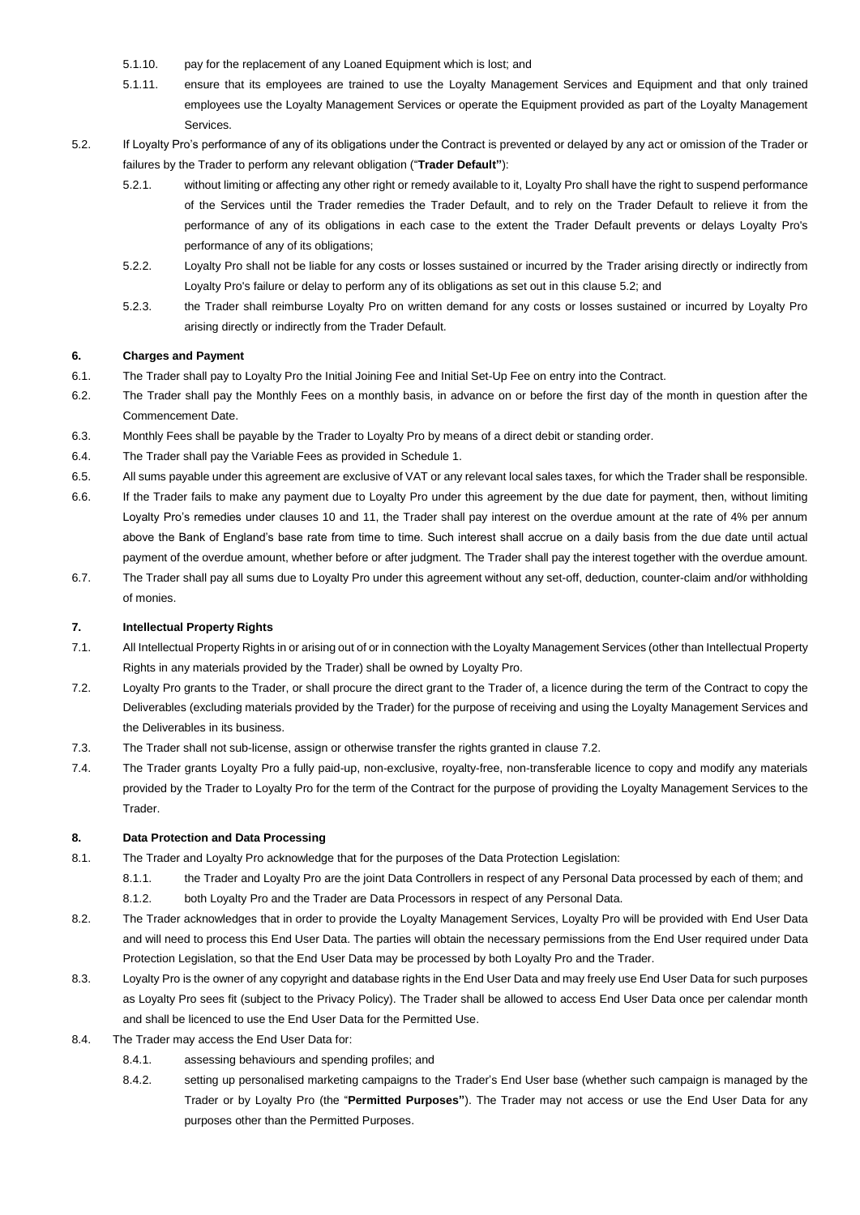5.1.10. pay for the replacement of any Loaned Equipment which is lost; and

5.1.11. ensure that its employees are trained to use the Loyalty Management Services and Equipment and that only trained employees use the Loyalty Management Services or operate the Equipment provided as part of the Loyalty Management Services.

5.2. If Loyalty Pro's performance of any of its obligations under the Contract is prevented or delayed by any act or omission of the Trader or failures by the Trader to perform any relevant obligation ("**Trader Default"**):

5.2.1. without limiting or affecting any other right or remedy available to it, Loyalty Pro shall have the right to suspend performance of the Services until the Trader remedies the Trader Default, and to rely on the Trader Default to relieve it from the performance of any of its obligations in each case to the extent the Trader Default prevents or delays Loyalty Pro's performance of any of its obligations;

5.2.2. Loyalty Pro shall not be liable for any costs or losses sustained or incurred by the Trader arising directly or indirectly from Loyalty Pro's failure or delay to perform any of its obligations as set out in this clause 5.2; and

5.2.3. the Trader shall reimburse Loyalty Pro on written demand for any costs or losses sustained or incurred by Loyalty Pro arising directly or indirectly from the Trader Default.

## 6. Charges and Payment

6.1. The Trader shall pay to Loyalty Pro the Initial Joining Fee and Initial Set-Up Fee on entry into the Contract.

6.2. The Trader shall pay the Monthly Fees on a monthly basis, in advance on or before the first day of the month in question after the Commencement Date.

6.3. Monthly Fees shall be payable by the Trader to Loyalty Pro by means of a direct debit or standing order.

6.4. The Trader shall pay the Variable Fees as provided in Schedule 1.

6.5. All sums payable under this agreement are exclusive of VAT or any relevant local sales taxes, for which the Trader shall be responsible.

6.6. If the Trader fails to make any payment due to Loyalty Pro under this agreement by the due date for payment, then, without limiting Loyalty Pro's remedies under clauses 10 and 11, the Trader shall pay interest on the overdue amount at the rate of 4% per annum above the Bank of England's base rate from time to time. Such interest shall accrue on a daily basis from the due date until actual payment of the overdue amount, whether before or after judgment. The Trader shall pay the interest together with the overdue amount.

6.7. The Trader shall pay all sums due to Loyalty Pro under this agreement without any set-off, deduction, counter-claim and/or withholding of monies.

## 7. Intellectual Property Rights

7.1. All Intellectual Property Rights in or arising out of or in connection with the Loyalty Management Services (other than Intellectual Property Rights in any materials provided by the Trader) shall be owned by Loyalty Pro.

7.2. Loyalty Pro grants to the Trader, or shall procure the direct grant to the Trader of, a licence during the term of the Contract to copy the Deliverables (excluding materials provided by the Trader) for the purpose of receiving and using the Loyalty Management Services and the Deliverables in its business.

7.3. The Trader shall not sub-license, assign or otherwise transfer the rights granted in clause 7.2.

7.4. The Trader grants Loyalty Pro a fully paid-up, non-exclusive, royalty-free, non-transferable licence to copy and modify any materials provided by the Trader to Loyalty Pro for the term of the Contract for the purpose of providing the Loyalty Management Services to the Trader.

## 8. Data Protection and Data Processing

8.1. The Trader and Loyalty Pro acknowledge that for the purposes of the Data Protection Legislation:

8.1.1. the Trader and Loyalty Pro are the joint Data Controllers in respect of any Personal Data processed by each of them; and

8.1.2. both Loyalty Pro and the Trader are Data Processors in respect of any Personal Data.

8.2. The Trader acknowledges that in order to provide the Loyalty Management Services, Loyalty Pro will be provided with End User Data and will need to process this End User Data. The parties will obtain the necessary permissions from the End User required under Data Protection Legislation, so that the End User Data may be processed by both Loyalty Pro and the Trader.

8.3. Loyalty Pro is the owner of any copyright and database rights in the End User Data and may freely use End User Data for such purposes as Loyalty Pro sees fit (subject to the Privacy Policy). The Trader shall be allowed to access End User Data once per calendar month and shall be licenced to use the End User Data for the Permitted Use.

8.4. The Trader may access the End User Data for:

8.4.1. assessing behaviours and spending profiles; and

8.4.2. setting up personalised marketing campaigns to the Trader's End User base (whether such campaign is managed by the Trader or by Loyalty Pro (the "**Permitted Purposes"**). The Trader may not access or use the End User Data for any purposes other than the Permitted Purposes.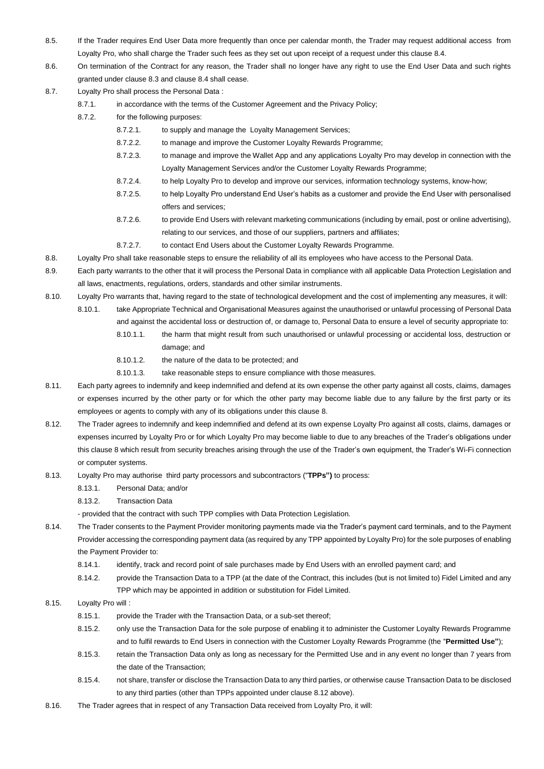8.5. If the Trader requires End User Data more frequently than once per calendar month, the Trader may request additional access from Loyalty Pro, who shall charge the Trader such fees as they set out upon receipt of a request under this clause 8.4.

8.6. On termination of the Contract for any reason, the Trader shall no longer have any right to use the End User Data and such rights granted under clause 8.3 and clause 8.4 shall cease.

8.7. Loyalty Pro shall process the Personal Data :

8.7.1. in accordance with the terms of the Customer Agreement and the Privacy Policy;

8.7.2. for the following purposes:

8.7.2.1. to supply and manage the Loyalty Management Services;

8.7.2.2. to manage and improve the Customer Loyalty Rewards Programme;

8.7.2.3. to manage and improve the Wallet App and any applications Loyalty Pro may develop in connection with the Loyalty Management Services and/or the Customer Loyalty Rewards Programme;

8.7.2.4. to help Loyalty Pro to develop and improve our services, information technology systems, know-how;

8.7.2.5. to help Loyalty Pro understand End User's habits as a customer and provide the End User with personalised offers and services;

8.7.2.6. to provide End Users with relevant marketing communications (including by email, post or online advertising), relating to our services, and those of our suppliers, partners and affiliates;

8.7.2.7. to contact End Users about the Customer Loyalty Rewards Programme.

8.8. Loyalty Pro shall take reasonable steps to ensure the reliability of all its employees who have access to the Personal Data.

8.9. Each party warrants to the other that it will process the Personal Data in compliance with all applicable Data Protection Legislation and all laws, enactments, regulations, orders, standards and other similar instruments.

8.10. Loyalty Pro warrants that, having regard to the state of technological development and the cost of implementing any measures, it will:

8.10.1. take Appropriate Technical and Organisational Measures against the unauthorised or unlawful processing of Personal Data and against the accidental loss or destruction of, or damage to, Personal Data to ensure a level of security appropriate to:

8.10.1.1. the harm that might result from such unauthorised or unlawful processing or accidental loss, destruction or damage; and

8.10.1.2. the nature of the data to be protected; and

8.10.1.3. take reasonable steps to ensure compliance with those measures.

8.11. Each party agrees to indemnify and keep indemnified and defend at its own expense the other party against all costs, claims, damages or expenses incurred by the other party or for which the other party may become liable due to any failure by the first party or its employees or agents to comply with any of its obligations under this clause 8.

8.12. The Trader agrees to indemnify and keep indemnified and defend at its own expense Loyalty Pro against all costs, claims, damages or expenses incurred by Loyalty Pro or for which Loyalty Pro may become liable to due to any breaches of the Trader's obligations under this clause 8 which result from security breaches arising through the use of the Trader's own equipment, the Trader's Wi-Fi connection or computer systems.

8.13. Loyalty Pro may authorise third party processors and subcontractors ("**TPPs")** to process:

8.13.1. Personal Data; and/or

8.13.2. Transaction Data

- provided that the contract with such TPP complies with Data Protection Legislation.

8.14. The Trader consents to the Payment Provider monitoring payments made via the Trader's payment card terminals, and to the Payment Provider accessing the corresponding payment data (as required by any TPP appointed by Loyalty Pro) for the sole purposes of enabling the Payment Provider to:

8.14.1. identify, track and record point of sale purchases made by End Users with an enrolled payment card; and

8.14.2. provide the Transaction Data to a TPP (at the date of the Contract, this includes (but is not limited to) Fidel Limited and any TPP which may be appointed in addition or substitution for Fidel Limited.

8.15. Loyalty Pro will :

8.15.1. provide the Trader with the Transaction Data, or a sub-set thereof;

8.15.2. only use the Transaction Data for the sole purpose of enabling it to administer the Customer Loyalty Rewards Programme and to fulfil rewards to End Users in connection with the Customer Loyalty Rewards Programme (the "**Permitted Use"**);

8.15.3. retain the Transaction Data only as long as necessary for the Permitted Use and in any event no longer than 7 years from the date of the Transaction;

8.15.4. not share, transfer or disclose the Transaction Data to any third parties, or otherwise cause Transaction Data to be disclosed to any third parties (other than TPPs appointed under clause 8.12 above).

8.16. The Trader agrees that in respect of any Transaction Data received from Loyalty Pro, it will: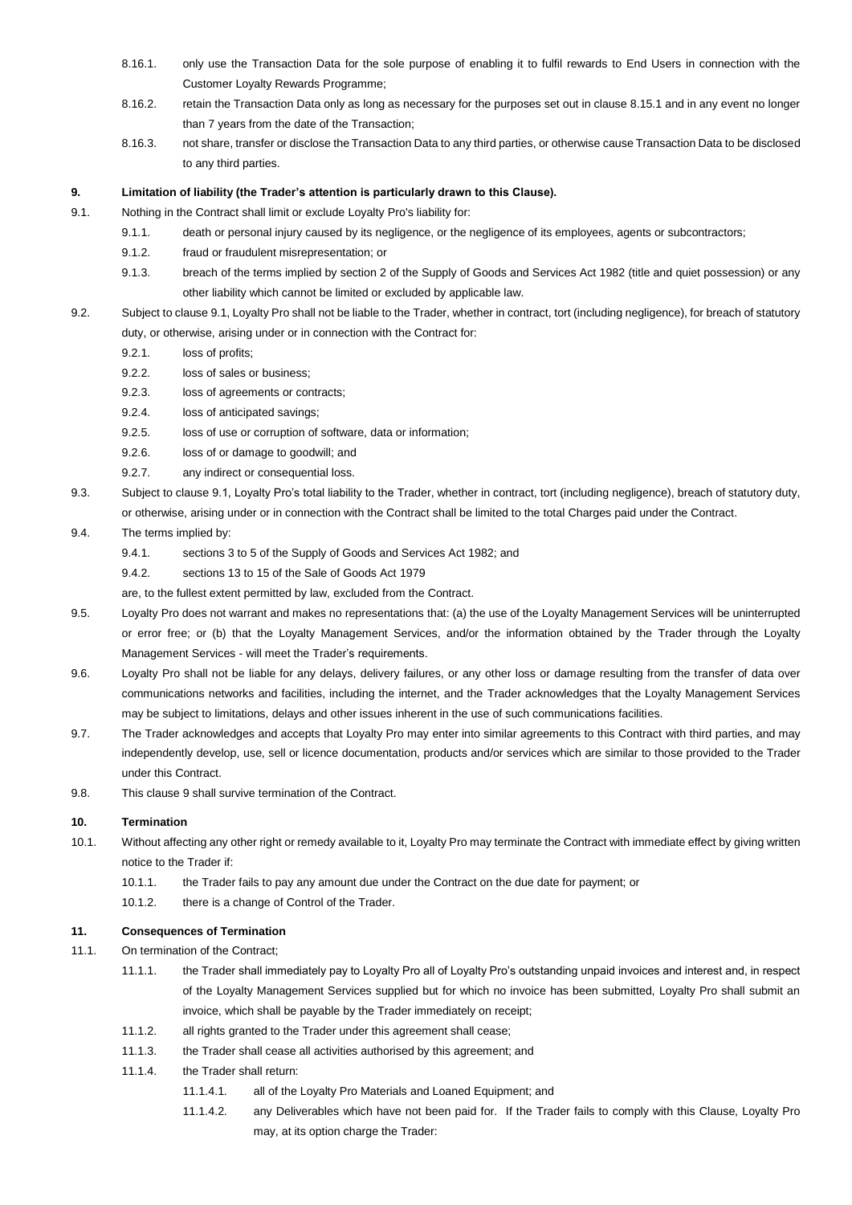8.16.1. only use the Transaction Data for the sole purpose of enabling it to fulfil rewards to End Users in connection with the Customer Loyalty Rewards Programme;

8.16.2. retain the Transaction Data only as long as necessary for the purposes set out in clause 8.15.1 and in any event no longer than 7 years from the date of the Transaction;

8.16.3. not share, transfer or disclose the Transaction Data to any third parties, or otherwise cause Transaction Data to be disclosed to any third parties.

**9. Limitation of liability (the Trader's attention is particularly drawn to this Clause).**

9.1. Nothing in the Contract shall limit or exclude Loyalty Pro's liability for:

9.1.1. death or personal injury caused by its negligence, or the negligence of its employees, agents or subcontractors;

9.1.2. fraud or fraudulent misrepresentation; or

9.1.3. breach of the terms implied by section 2 of the Supply of Goods and Services Act 1982 (title and quiet possession) or any other liability which cannot be limited or excluded by applicable law.

9.2. Subject to clause 9.1, Loyalty Pro shall not be liable to the Trader, whether in contract, tort (including negligence), for breach of statutory duty, or otherwise, arising under or in connection with the Contract for:

9.2.1. loss of profits;

9.2.2. loss of sales or business;

9.2.3. loss of agreements or contracts;

9.2.4. loss of anticipated savings;

9.2.5. loss of use or corruption of software, data or information;

9.2.6. loss of or damage to goodwill; and

9.2.7. any indirect or consequential loss.

9.3. Subject to clause 9.1, Loyalty Pro's total liability to the Trader, whether in contract, tort (including negligence), breach of statutory duty, or otherwise, arising under or in connection with the Contract shall be limited to the total Charges paid under the Contract.

9.4. The terms implied by:

9.4.1. sections 3 to 5 of the Supply of Goods and Services Act 1982; and

9.4.2. sections 13 to 15 of the Sale of Goods Act 1979

are, to the fullest extent permitted by law, excluded from the Contract.

9.5. Loyalty Pro does not warrant and makes no representations that: (a) the use of the Loyalty Management Services will be uninterrupted or error free; or (b) that the Loyalty Management Services, and/or the information obtained by the Trader through the Loyalty Management Services - will meet the Trader's requirements.

9.6. Loyalty Pro shall not be liable for any delays, delivery failures, or any other loss or damage resulting from the transfer of data over communications networks and facilities, including the internet, and the Trader acknowledges that the Loyalty Management Services may be subject to limitations, delays and other issues inherent in the use of such communications facilities.

9.7. The Trader acknowledges and accepts that Loyalty Pro may enter into similar agreements to this Contract with third parties, and may independently develop, use, sell or licence documentation, products and/or services which are similar to those provided to the Trader under this Contract.

9.8. This clause 9 shall survive termination of the Contract.

**10. Termination**

10.1. Without affecting any other right or remedy available to it, Loyalty Pro may terminate the Contract with immediate effect by giving written notice to the Trader if:

10.1.1. the Trader fails to pay any amount due under the Contract on the due date for payment; or

10.1.2. there is a change of Control of the Trader.

**11. Consequences of Termination**

11.1. On termination of the Contract;

11.1.1. the Trader shall immediately pay to Loyalty Pro all of Loyalty Pro's outstanding unpaid invoices and interest and, in respect of the Loyalty Management Services supplied but for which no invoice has been submitted, Loyalty Pro shall submit an invoice, which shall be payable by the Trader immediately on receipt;

11.1.2. all rights granted to the Trader under this agreement shall cease;

11.1.3. the Trader shall cease all activities authorised by this agreement; and

11.1.4. the Trader shall return:

11.1.4.1. all of the Loyalty Pro Materials and Loaned Equipment; and

11.1.4.2. any Deliverables which have not been paid for. If the Trader fails to comply with this Clause, Loyalty Pro may, at its option charge the Trader: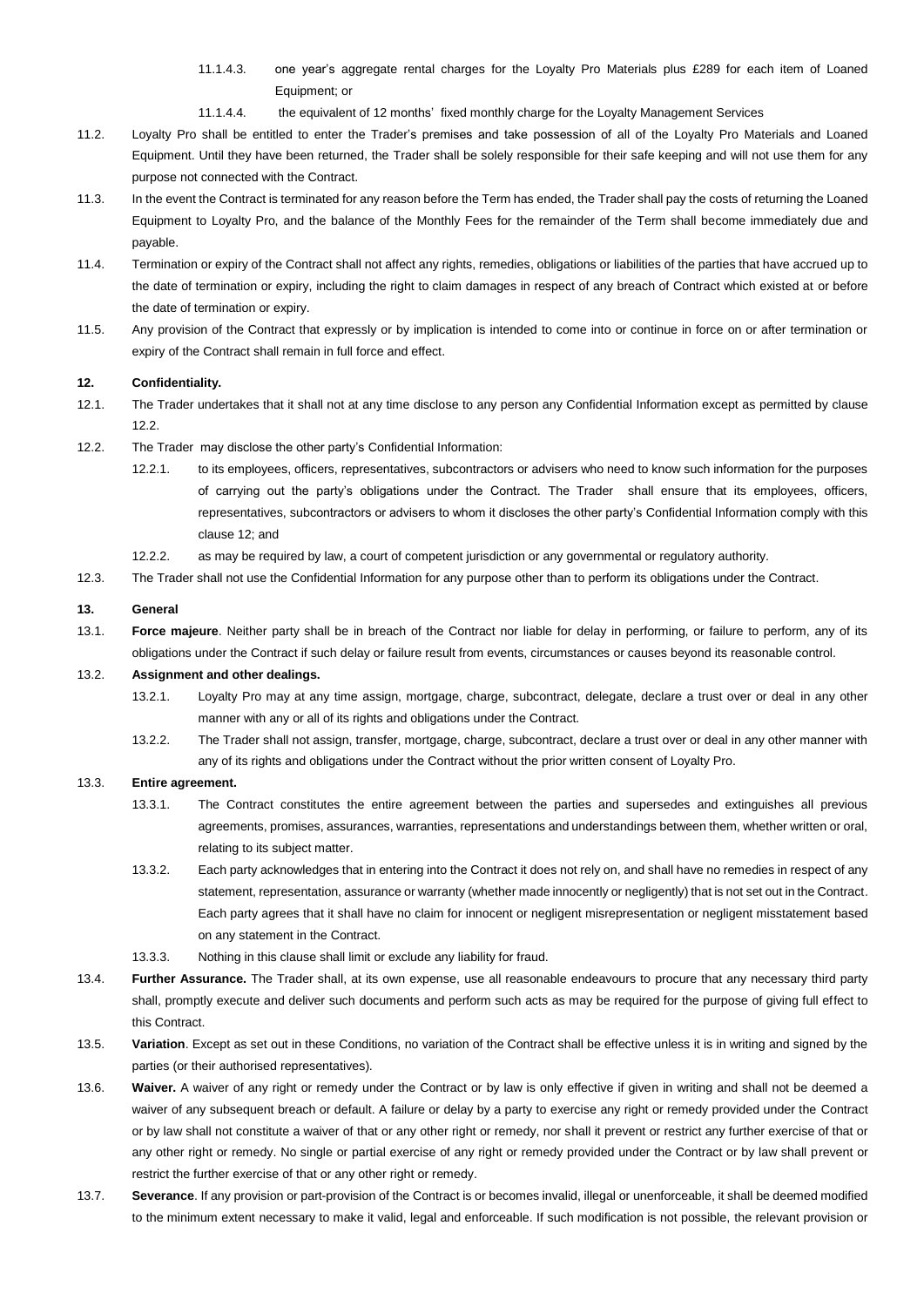11.1.4.3. one year's aggregate rental charges for the Loyalty Pro Materials plus £289 for each item of Loaned Equipment; or

11.1.4.4. the equivalent of 12 months' fixed monthly charge for the Loyalty Management Services

11.2. Loyalty Pro shall be entitled to enter the Trader's premises and take possession of all of the Loyalty Pro Materials and Loaned Equipment. Until they have been returned, the Trader shall be solely responsible for their safe keeping and will not use them for any purpose not connected with the Contract.

11.3. In the event the Contract is terminated for any reason before the Term has ended, the Trader shall pay the costs of returning the Loaned Equipment to Loyalty Pro, and the balance of the Monthly Fees for the remainder of the Term shall become immediately due and payable.

11.4. Termination or expiry of the Contract shall not affect any rights, remedies, obligations or liabilities of the parties that have accrued up to the date of termination or expiry, including the right to claim damages in respect of any breach of Contract which existed at or before the date of termination or expiry.

11.5. Any provision of the Contract that expressly or by implication is intended to come into or continue in force on or after termination or expiry of the Contract shall remain in full force and effect.

**12. Confidentiality.**

12.1. The Trader undertakes that it shall not at any time disclose to any person any Confidential Information except as permitted by clause 12.2.

12.2. The Trader may disclose the other party's Confidential Information:

12.2.1. to its employees, officers, representatives, subcontractors or advisers who need to know such information for the purposes of carrying out the party's obligations under the Contract. The Trader shall ensure that its employees, officers, representatives, subcontractors or advisers to whom it discloses the other party's Confidential Information comply with this clause 12; and

12.2.2. as may be required by law, a court of competent jurisdiction or any governmental or regulatory authority.

12.3. The Trader shall not use the Confidential Information for any purpose other than to perform its obligations under the Contract.

**13. General**

13.1. **Force majeure**. Neither party shall be in breach of the Contract nor liable for delay in performing, or failure to perform, any of its obligations under the Contract if such delay or failure result from events, circumstances or causes beyond its reasonable control.

13.2. **Assignment and other dealings.**

13.2.1. Loyalty Pro may at any time assign, mortgage, charge, subcontract, delegate, declare a trust over or deal in any other manner with any or all of its rights and obligations under the Contract.

13.2.2. The Trader shall not assign, transfer, mortgage, charge, subcontract, declare a trust over or deal in any other manner with any of its rights and obligations under the Contract without the prior written consent of Loyalty Pro.

13.3. **Entire agreement.**

13.3.1. The Contract constitutes the entire agreement between the parties and supersedes and extinguishes all previous agreements, promises, assurances, warranties, representations and understandings between them, whether written or oral, relating to its subject matter.

13.3.2. Each party acknowledges that in entering into the Contract it does not rely on, and shall have no remedies in respect of any statement, representation, assurance or warranty (whether made innocently or negligently) that is not set out in the Contract. Each party agrees that it shall have no claim for innocent or negligent misrepresentation or negligent misstatement based on any statement in the Contract.

13.3.3. Nothing in this clause shall limit or exclude any liability for fraud.

13.4. **Further Assurance.** The Trader shall, at its own expense, use all reasonable endeavours to procure that any necessary third party shall, promptly execute and deliver such documents and perform such acts as may be required for the purpose of giving full effect to this Contract.

13.5. **Variation**. Except as set out in these Conditions, no variation of the Contract shall be effective unless it is in writing and signed by the parties (or their authorised representatives).

13.6. **Waiver.** A waiver of any right or remedy under the Contract or by law is only effective if given in writing and shall not be deemed a waiver of any subsequent breach or default. A failure or delay by a party to exercise any right or remedy provided under the Contract or by law shall not constitute a waiver of that or any other right or remedy, nor shall it prevent or restrict any further exercise of that or any other right or remedy. No single or partial exercise of any right or remedy provided under the Contract or by law shall prevent or restrict the further exercise of that or any other right or remedy.

13.7. **Severance**. If any provision or part-provision of the Contract is or becomes invalid, illegal or unenforceable, it shall be deemed modified to the minimum extent necessary to make it valid, legal and enforceable. If such modification is not possible, the relevant provision or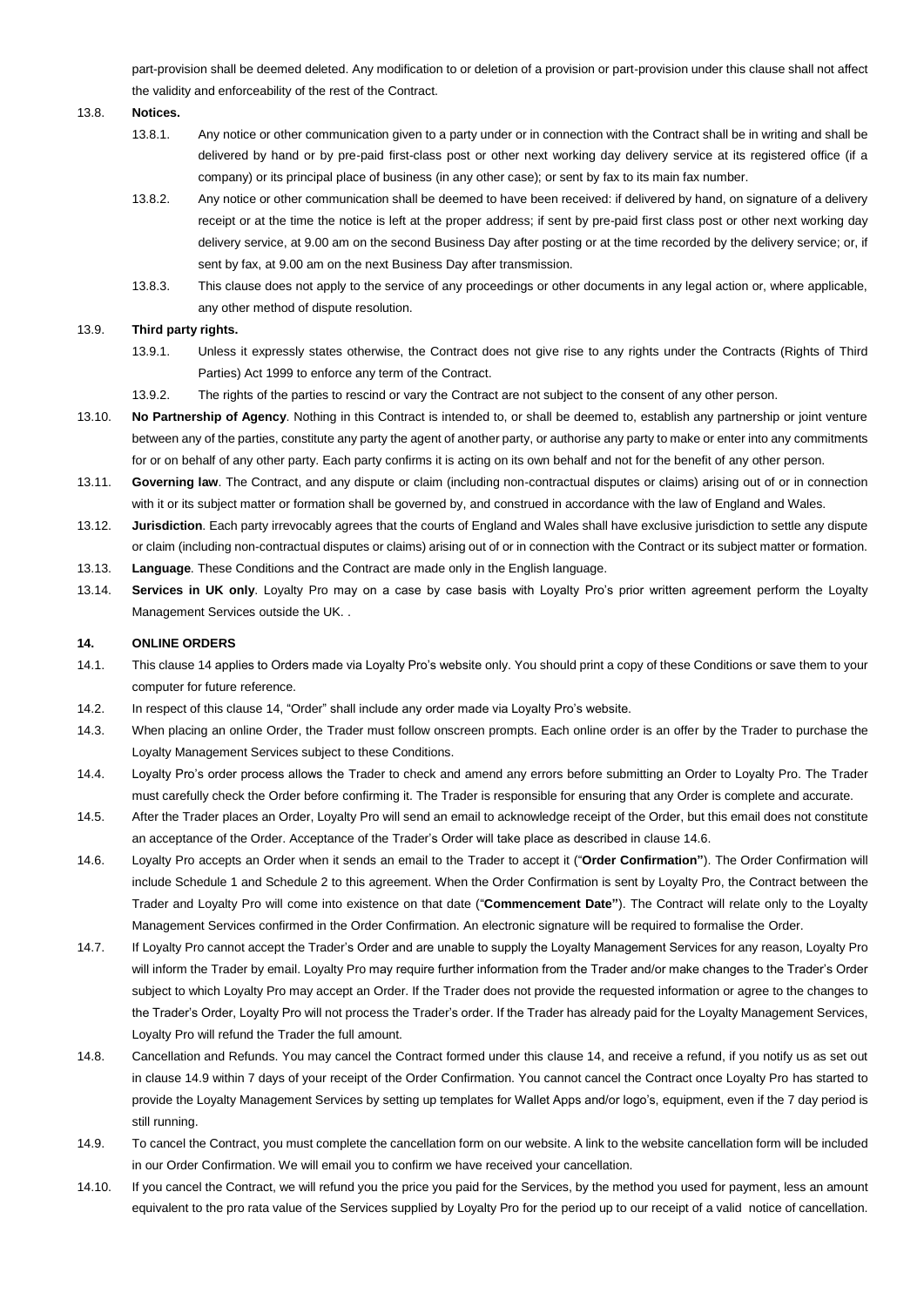part-provision shall be deemed deleted. Any modification to or deletion of a provision or part-provision under this clause shall not affect the validity and enforceability of the rest of the Contract.

13.8. **Notices.**

13.8.1. Any notice or other communication given to a party under or in connection with the Contract shall be in writing and shall be delivered by hand or by pre-paid first-class post or other next working day delivery service at its registered office (if a company) or its principal place of business (in any other case); or sent by fax to its main fax number.

13.8.2. Any notice or other communication shall be deemed to have been received: if delivered by hand, on signature of a delivery receipt or at the time the notice is left at the proper address; if sent by pre-paid first class post or other next working day delivery service, at 9.00 am on the second Business Day after posting or at the time recorded by the delivery service; or, if sent by fax, at 9.00 am on the next Business Day after transmission.

13.8.3. This clause does not apply to the service of any proceedings or other documents in any legal action or, where applicable, any other method of dispute resolution.

13.9. **Third party rights.**

13.9.1. Unless it expressly states otherwise, the Contract does not give rise to any rights under the Contracts (Rights of Third Parties) Act 1999 to enforce any term of the Contract.

13.9.2. The rights of the parties to rescind or vary the Contract are not subject to the consent of any other person.

13.10. **No Partnership of Agency**. Nothing in this Contract is intended to, or shall be deemed to, establish any partnership or joint venture between any of the parties, constitute any party the agent of another party, or authorise any party to make or enter into any commitments for or on behalf of any other party. Each party confirms it is acting on its own behalf and not for the benefit of any other person.

13.11. **Governing law**. The Contract, and any dispute or claim (including non-contractual disputes or claims) arising out of or in connection with it or its subject matter or formation shall be governed by, and construed in accordance with the law of England and Wales.

13.12. **Jurisdiction**. Each party irrevocably agrees that the courts of England and Wales shall have exclusive jurisdiction to settle any dispute or claim (including non-contractual disputes or claims) arising out of or in connection with the Contract or its subject matter or formation.

13.13. **Language**. These Conditions and the Contract are made only in the English language.

13.14. **Services in UK only**. Loyalty Pro may on a case by case basis with Loyalty Pro's prior written agreement perform the Loyalty Management Services outside the UK. .

**14. ONLINE ORDERS**

14.1. This clause 14 applies to Orders made via Loyalty Pro's website only. You should print a copy of these Conditions or save them to your computer for future reference.

14.2. In respect of this clause 14, "Order" shall include any order made via Loyalty Pro's website.

14.3. When placing an online Order, the Trader must follow onscreen prompts. Each online order is an offer by the Trader to purchase the Loyalty Management Services subject to these Conditions.

14.4. Loyalty Pro's order process allows the Trader to check and amend any errors before submitting an Order to Loyalty Pro. The Trader must carefully check the Order before confirming it. The Trader is responsible for ensuring that any Order is complete and accurate.

14.5. After the Trader places an Order, Loyalty Pro will send an email to acknowledge receipt of the Order, but this email does not constitute an acceptance of the Order. Acceptance of the Trader's Order will take place as described in clause 14.6.

14.6. Loyalty Pro accepts an Order when it sends an email to the Trader to accept it ("**Order Confirmation"**). The Order Confirmation will include Schedule 1 and Schedule 2 to this agreement. When the Order Confirmation is sent by Loyalty Pro, the Contract between the Trader and Loyalty Pro will come into existence on that date ("**Commencement Date"**). The Contract will relate only to the Loyalty Management Services confirmed in the Order Confirmation. An electronic signature will be required to formalise the Order.

14.7. If Loyalty Pro cannot accept the Trader's Order and are unable to supply the Loyalty Management Services for any reason, Loyalty Pro will inform the Trader by email. Loyalty Pro may require further information from the Trader and/or make changes to the Trader's Order subject to which Loyalty Pro may accept an Order. If the Trader does not provide the requested information or agree to the changes to the Trader's Order, Loyalty Pro will not process the Trader's order. If the Trader has already paid for the Loyalty Management Services, Loyalty Pro will refund the Trader the full amount.

14.8. Cancellation and Refunds. You may cancel the Contract formed under this clause 14, and receive a refund, if you notify us as set out in clause 14.9 within 7 days of your receipt of the Order Confirmation. You cannot cancel the Contract once Loyalty Pro has started to provide the Loyalty Management Services by setting up templates for Wallet Apps and/or logo's, equipment, even if the 7 day period is still running.

14.9. To cancel the Contract, you must complete the cancellation form on our website. A link to the website cancellation form will be included in our Order Confirmation. We will email you to confirm we have received your cancellation.

14.10. If you cancel the Contract, we will refund you the price you paid for the Services, by the method you used for payment, less an amount equivalent to the pro rata value of the Services supplied by Loyalty Pro for the period up to our receipt of a valid notice of cancellation.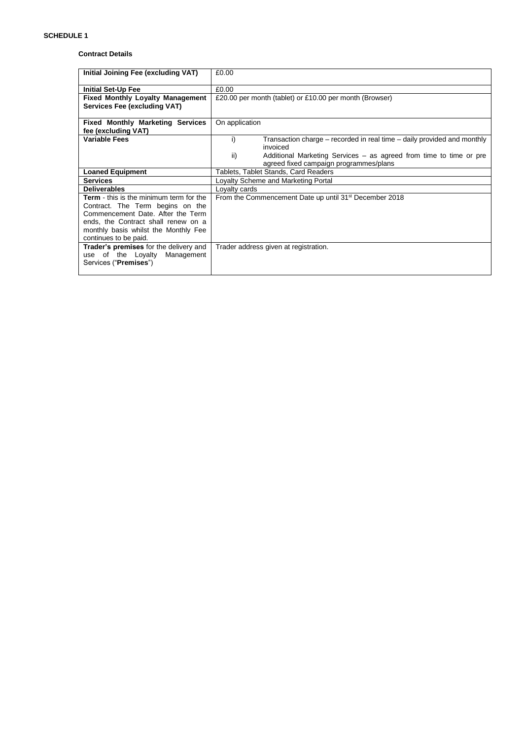**SCHEDULE 1**

**Contract Details**

| | |
|---|---|
| **Initial Joining Fee (excluding VAT)** | £0.00 |
| **Initial Set-Up Fee** | £0.00 |
| **Fixed Monthly Loyalty Management Services Fee (excluding VAT)** | £20.00 per month (tablet) or £10.00 per month (Browser) |
| **Fixed Monthly Marketing Services fee (excluding VAT)** | On application |
| **Variable Fees** | i) Transaction charge – recorded in real time – daily provided and monthly invoiced<br>ii) Additional Marketing Services – as agreed from time to time or pre agreed fixed campaign programmes/plans |
| **Loaned Equipment** | Tablets, Tablet Stands, Card Readers |
| **Services** | Loyalty Scheme and Marketing Portal |
| **Deliverables** | Loyalty cards |
| **Term** - this is the minimum term for the Contract. The Term begins on the Commencement Date. After the Term ends, the Contract shall renew on a monthly basis whilst the Monthly Fee continues to be paid. | From the Commencement Date up until 31st December 2018 |
| **Trader's premises** for the delivery and use of the Loyalty Management Services ("**Premises**") | Trader address given at registration. |